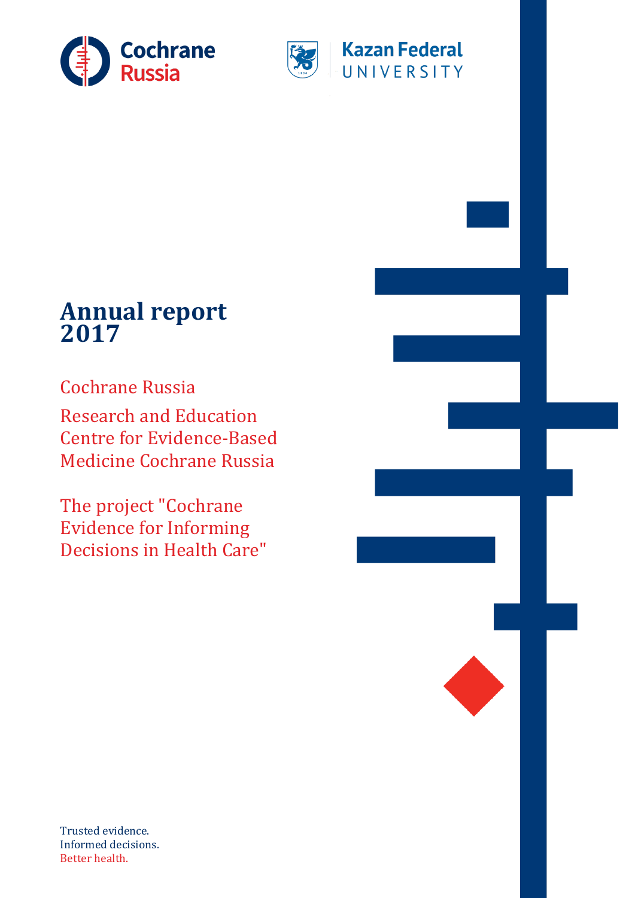Cochrane Russia

Kazan Federal UNIVERSITY

# Annual report 2017

Cochrane Russia

Research and Education Centre for Evidence-Based Medicine Cochrane Russia

The project "Cochrane Evidence for Informing Decisions in Health Care"

Trusted evidence.
Informed decisions.
Better health.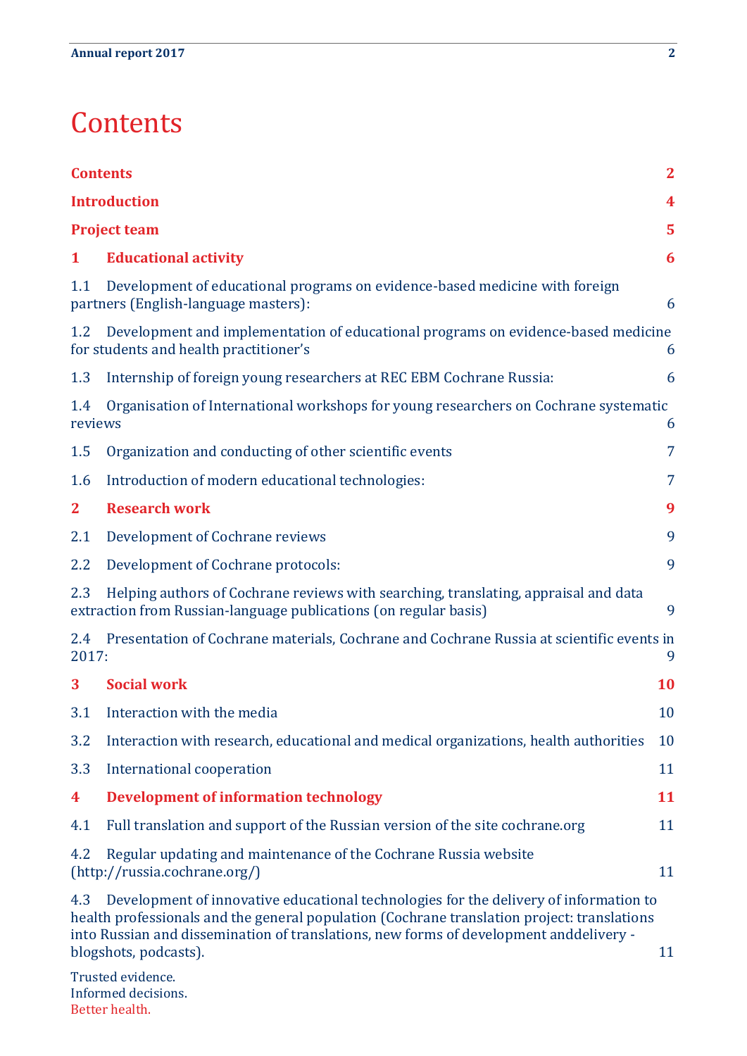# Contents

| | |
|---|---|
| **Contents** | **2** |
| **Introduction** | **4** |
| **Project team** | **5** |
| **1 Educational activity** | **6** |
| 1.1 Development of educational programs on evidence-based medicine with foreign partners (English-language masters): | 6 |
| 1.2 Development and implementation of educational programs on evidence-based medicine for students and health practitioner's | 6 |
| 1.3 Internship of foreign young researchers at REC EBM Cochrane Russia: | 6 |
| 1.4 Organisation of International workshops for young researchers on Cochrane systematic reviews | 6 |
| 1.5 Organization and conducting of other scientific events | 7 |
| 1.6 Introduction of modern educational technologies: | 7 |
| **2 Research work** | **9** |
| 2.1 Development of Cochrane reviews | 9 |
| 2.2 Development of Cochrane protocols: | 9 |
| 2.3 Helping authors of Cochrane reviews with searching, translating, appraisal and data extraction from Russian-language publications (on regular basis) | 9 |
| 2.4 Presentation of Cochrane materials, Cochrane and Cochrane Russia at scientific events in 2017: | 9 |
| **3 Social work** | **10** |
| 3.1 Interaction with the media | 10 |
| 3.2 Interaction with research, educational and medical organizations, health authorities | 10 |
| 3.3 International cooperation | 11 |
| **4 Development of information technology** | **11** |
| 4.1 Full translation and support of the Russian version of the site cochrane.org | 11 |
| 4.2 Regular updating and maintenance of the Cochrane Russia website (http://russia.cochrane.org/) | 11 |
| 4.3 Development of innovative educational technologies for the delivery of information to health professionals and the general population (Cochrane translation project: translations into Russian and dissemination of translations, new forms of development anddelivery - blogshots, podcasts). | 11 |

Trusted evidence.
Informed decisions.
Better health.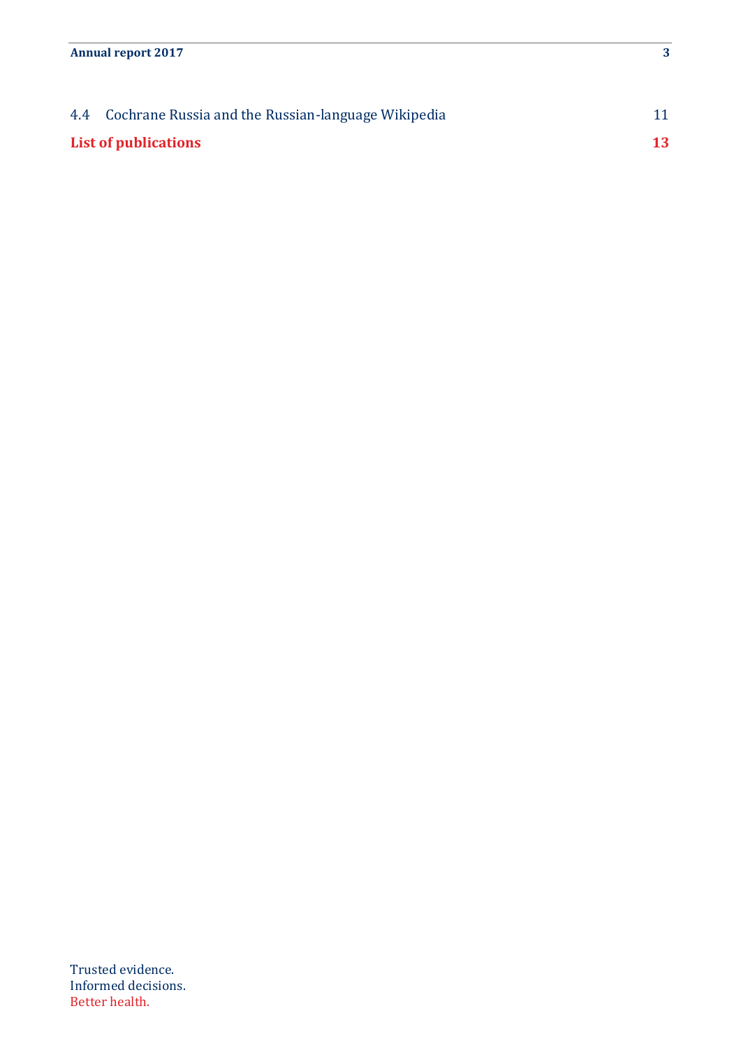4.4 Cochrane Russia and the Russian-language Wikipedia 11

**List of publications** **13**

Trusted evidence.
Informed decisions.
Better health.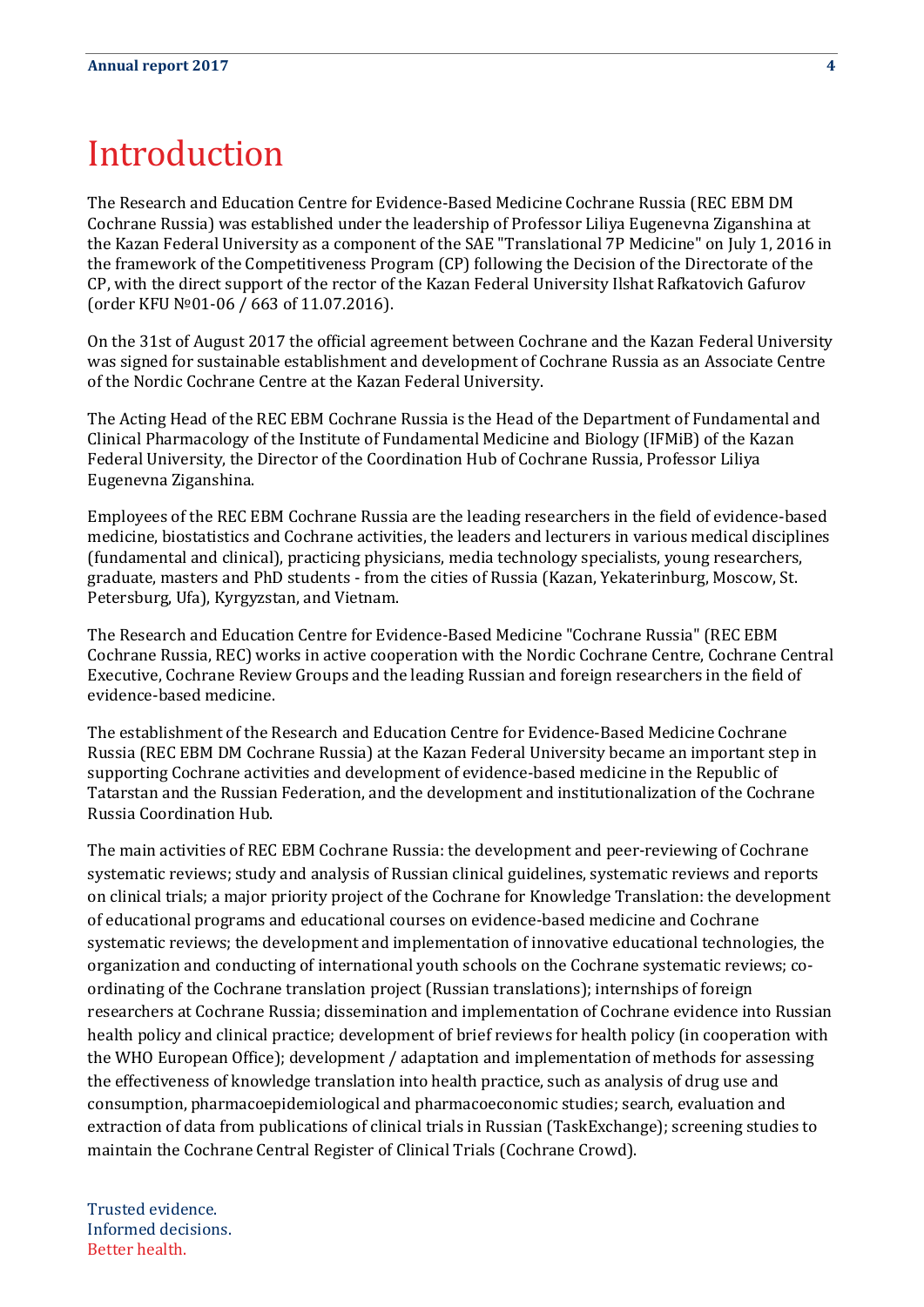# Introduction

The Research and Education Centre for Evidence-Based Medicine Cochrane Russia (REC EBM DM Cochrane Russia) was established under the leadership of Professor Liliya Eugenevna Ziganshina at the Kazan Federal University as a component of the SAE "Translational 7P Medicine" on July 1, 2016 in the framework of the Competitiveness Program (CP) following the Decision of the Directorate of the CP, with the direct support of the rector of the Kazan Federal University Ilshat Rafkatovich Gafurov (order KFU №01-06 / 663 of 11.07.2016).

On the 31st of August 2017 the official agreement between Cochrane and the Kazan Federal University was signed for sustainable establishment and development of Cochrane Russia as an Associate Centre of the Nordic Cochrane Centre at the Kazan Federal University.

The Acting Head of the REC EBM Cochrane Russia is the Head of the Department of Fundamental and Clinical Pharmacology of the Institute of Fundamental Medicine and Biology (IFMiB) of the Kazan Federal University, the Director of the Coordination Hub of Cochrane Russia, Professor Liliya Eugenevna Ziganshina.

Employees of the REC EBM Cochrane Russia are the leading researchers in the field of evidence-based medicine, biostatistics and Cochrane activities, the leaders and lecturers in various medical disciplines (fundamental and clinical), practicing physicians, media technology specialists, young researchers, graduate, masters and PhD students - from the cities of Russia (Kazan, Yekaterinburg, Moscow, St. Petersburg, Ufa), Kyrgyzstan, and Vietnam.

The Research and Education Centre for Evidence-Based Medicine "Cochrane Russia" (REC EBM Cochrane Russia, REC) works in active cooperation with the Nordic Cochrane Centre, Cochrane Central Executive, Cochrane Review Groups and the leading Russian and foreign researchers in the field of evidence-based medicine.

The establishment of the Research and Education Centre for Evidence-Based Medicine Cochrane Russia (REC EBM DM Cochrane Russia) at the Kazan Federal University became an important step in supporting Cochrane activities and development of evidence-based medicine in the Republic of Tatarstan and the Russian Federation, and the development and institutionalization of the Cochrane Russia Coordination Hub.

The main activities of REC EBM Cochrane Russia: the development and peer-reviewing of Cochrane systematic reviews; study and analysis of Russian clinical guidelines, systematic reviews and reports on clinical trials; a major priority project of the Cochrane for Knowledge Translation: the development of educational programs and educational courses on evidence-based medicine and Cochrane systematic reviews; the development and implementation of innovative educational technologies, the organization and conducting of international youth schools on the Cochrane systematic reviews; co-ordinating of the Cochrane translation project (Russian translations); internships of foreign researchers at Cochrane Russia; dissemination and implementation of Cochrane evidence into Russian health policy and clinical practice; development of brief reviews for health policy (in cooperation with the WHO European Office); development / adaptation and implementation of methods for assessing the effectiveness of knowledge translation into health practice, such as analysis of drug use and consumption, pharmacoepidemiological and pharmacoeconomic studies; search, evaluation and extraction of data from publications of clinical trials in Russian (TaskExchange); screening studies to maintain the Cochrane Central Register of Clinical Trials (Cochrane Crowd).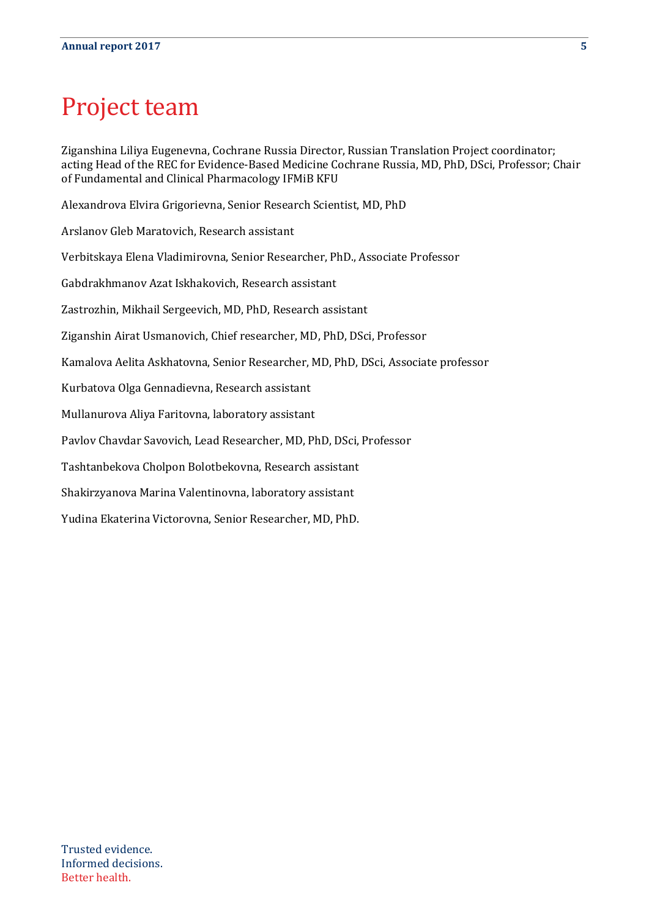# Project team

Ziganshina Liliya Eugenevna, Cochrane Russia Director, Russian Translation Project coordinator; acting Head of the REC for Evidence-Based Medicine Cochrane Russia, MD, PhD, DSci, Professor; Chair of Fundamental and Clinical Pharmacology IFMiB KFU

Alexandrova Elvira Grigorievna, Senior Research Scientist, MD, PhD

Arslanov Gleb Maratovich, Research assistant

Verbitskaya Elena Vladimirovna, Senior Researcher, PhD., Associate Professor

Gabdrakhmanov Azat Iskhakovich, Research assistant

Zastrozhin, Mikhail Sergeevich, MD, PhD, Research assistant

Ziganshin Airat Usmanovich, Chief researcher, MD, PhD, DSci, Professor

Kamalova Aelita Askhatovna, Senior Researcher, MD, PhD, DSci, Associate professor

Kurbatova Olga Gennadievna, Research assistant

Mullanurova Aliya Faritovna, laboratory assistant

Pavlov Chavdar Savovich, Lead Researcher, MD, PhD, DSci, Professor

Tashtanbekova Cholpon Bolotbekovna, Research assistant

Shakirzyanova Marina Valentinovna, laboratory assistant

Yudina Ekaterina Victorovna, Senior Researcher, MD, PhD.

Trusted evidence.
Informed decisions.
Better health.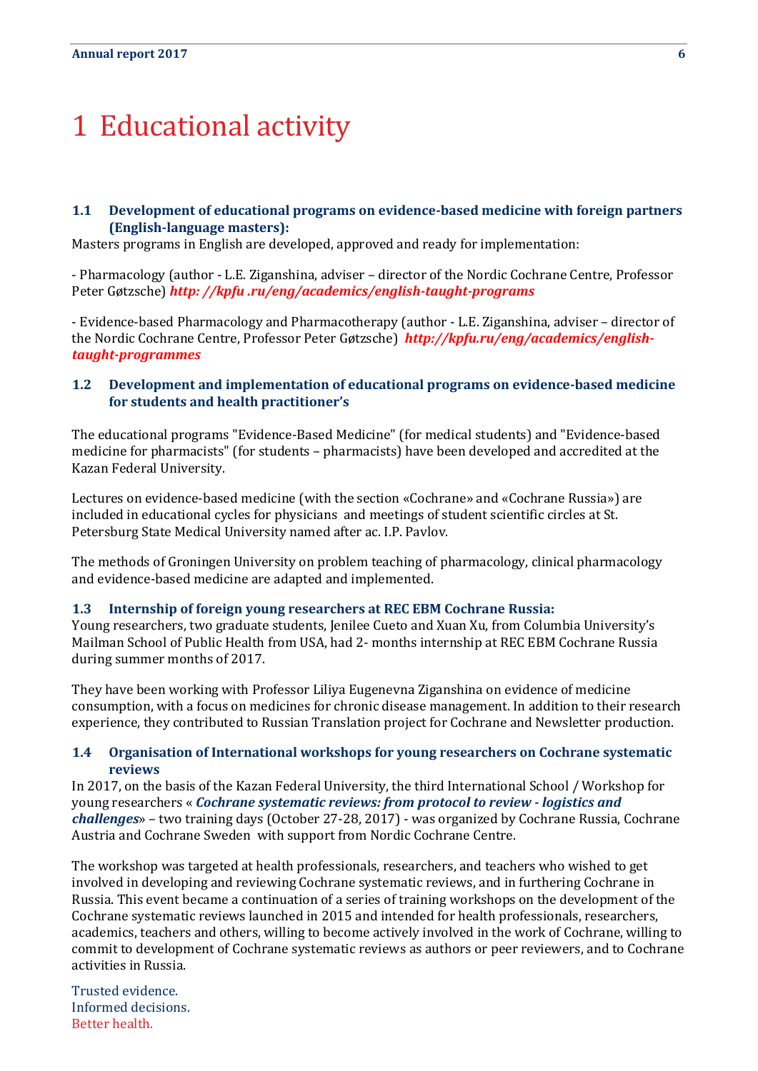# 1 Educational activity

### 1.1 Development of educational programs on evidence-based medicine with foreign partners (English-language masters):

Masters programs in English are developed, approved and ready for implementation:

- Pharmacology (author - L.E. Ziganshina, adviser – director of the Nordic Cochrane Centre, Professor Peter Gøtzsche) ***http: //kpfu .ru/eng/academics/english-taught-programs***

- Evidence-based Pharmacology and Pharmacotherapy (author - L.E. Ziganshina, adviser – director of the Nordic Cochrane Centre, Professor Peter Gøtzsche) ***http://kpfu.ru/eng/academics/english-taught-programmes***

### 1.2 Development and implementation of educational programs on evidence-based medicine for students and health practitioner's

The educational programs "Evidence-Based Medicine" (for medical students) and "Evidence-based medicine for pharmacists" (for students – pharmacists) have been developed and accredited at the Kazan Federal University.

Lectures on evidence-based medicine (with the section «Cochrane» and «Cochrane Russia») are included in educational cycles for physicians and meetings of student scientific circles at St. Petersburg State Medical University named after ac. I.P. Pavlov.

The methods of Groningen University on problem teaching of pharmacology, clinical pharmacology and evidence-based medicine are adapted and implemented.

### 1.3 Internship of foreign young researchers at REC EBM Cochrane Russia:

Young researchers, two graduate students, Jenilee Cueto and Xuan Xu, from Columbia University's Mailman School of Public Health from USA, had 2- months internship at REC EBM Cochrane Russia during summer months of 2017.

They have been working with Professor Liliya Eugenevna Ziganshina on evidence of medicine consumption, with a focus on medicines for chronic disease management. In addition to their research experience, they contributed to Russian Translation project for Cochrane and Newsletter production.

### 1.4 Organisation of International workshops for young researchers on Cochrane systematic reviews

In 2017, on the basis of the Kazan Federal University, the third International School / Workshop for young researchers « ***Cochrane systematic reviews: from protocol to review - logistics and challenges***» – two training days (October 27-28, 2017) - was organized by Cochrane Russia, Cochrane Austria and Cochrane Sweden with support from Nordic Cochrane Centre.

The workshop was targeted at health professionals, researchers, and teachers who wished to get involved in developing and reviewing Cochrane systematic reviews, and in furthering Cochrane in Russia. This event became a continuation of a series of training workshops on the development of the Cochrane systematic reviews launched in 2015 and intended for health professionals, researchers, academics, teachers and others, willing to become actively involved in the work of Cochrane, willing to commit to development of Cochrane systematic reviews as authors or peer reviewers, and to Cochrane activities in Russia.

Trusted evidence.
Informed decisions.
Better health.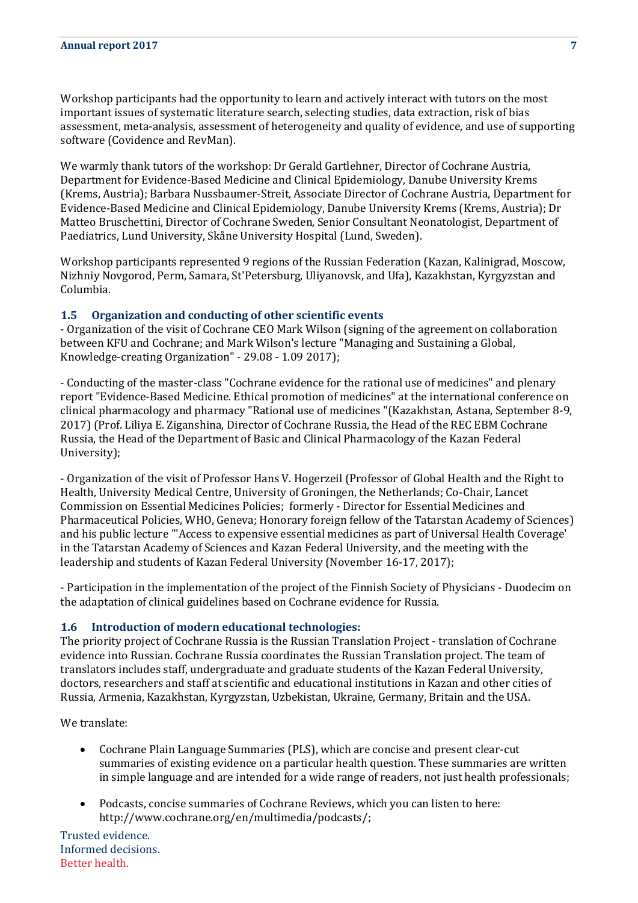Workshop participants had the opportunity to learn and actively interact with tutors on the most important issues of systematic literature search, selecting studies, data extraction, risk of bias assessment, meta-analysis, assessment of heterogeneity and quality of evidence, and use of supporting software (Covidence and RevMan).

We warmly thank tutors of the workshop: Dr Gerald Gartlehner, Director of Cochrane Austria, Department for Evidence-Based Medicine and Clinical Epidemiology, Danube University Krems (Krems, Austria); Barbara Nussbaumer-Streit, Associate Director of Cochrane Austria, Department for Evidence-Based Medicine and Clinical Epidemiology, Danube University Krems (Krems, Austria); Dr Matteo Bruschettini, Director of Cochrane Sweden, Senior Consultant Neonatologist, Department of Paediatrics, Lund University, Skåne University Hospital (Lund, Sweden).

Workshop participants represented 9 regions of the Russian Federation (Kazan, Kalinigrad, Moscow, Nizhniy Novgorod, Perm, Samara, St'Petersburg, Uliyanovsk, and Ufa), Kazakhstan, Kyrgyzstan and Columbia.

### 1.5 Organization and conducting of other scientific events

- Organization of the visit of Cochrane CEO Mark Wilson (signing of the agreement on collaboration between KFU and Cochrane; and Mark Wilson's lecture "Managing and Sustaining a Global, Knowledge-creating Organization" - 29.08 - 1.09 2017);

- Conducting of the master-class "Cochrane evidence for the rational use of medicines" and plenary report "Evidence-Based Medicine. Ethical promotion of medicines" at the international conference on clinical pharmacology and pharmacy "Rational use of medicines "(Kazakhstan, Astana, September 8-9, 2017) (Prof. Liliya E. Ziganshina, Director of Cochrane Russia, the Head of the REC EBM Cochrane Russia, the Head of the Department of Basic and Clinical Pharmacology of the Kazan Federal University);

- Organization of the visit of Professor Hans V. Hogerzeil (Professor of Global Health and the Right to Health, University Medical Centre, University of Groningen, the Netherlands; Co-Chair, Lancet Commission on Essential Medicines Policies; formerly - Director for Essential Medicines and Pharmaceutical Policies, WHO, Geneva; Honorary foreign fellow of the Tatarstan Academy of Sciences) and his public lecture "'Access to expensive essential medicines as part of Universal Health Coverage' in the Tatarstan Academy of Sciences and Kazan Federal University, and the meeting with the leadership and students of Kazan Federal University (November 16-17, 2017);

- Participation in the implementation of the project of the Finnish Society of Physicians - Duodecim on the adaptation of clinical guidelines based on Cochrane evidence for Russia.

### 1.6 Introduction of modern educational technologies:

The priority project of Cochrane Russia is the Russian Translation Project - translation of Cochrane evidence into Russian. Cochrane Russia coordinates the Russian Translation project. The team of translators includes staff, undergraduate and graduate students of the Kazan Federal University, doctors, researchers and staff at scientific and educational institutions in Kazan and other cities of Russia, Armenia, Kazakhstan, Kyrgyzstan, Uzbekistan, Ukraine, Germany, Britain and the USA.

We translate:

- Cochrane Plain Language Summaries (PLS), which are concise and present clear-cut summaries of existing evidence on a particular health question. These summaries are written in simple language and are intended for a wide range of readers, not just health professionals;

- Podcasts, concise summaries of Cochrane Reviews, which you can listen to here: http://www.cochrane.org/en/multimedia/podcasts/;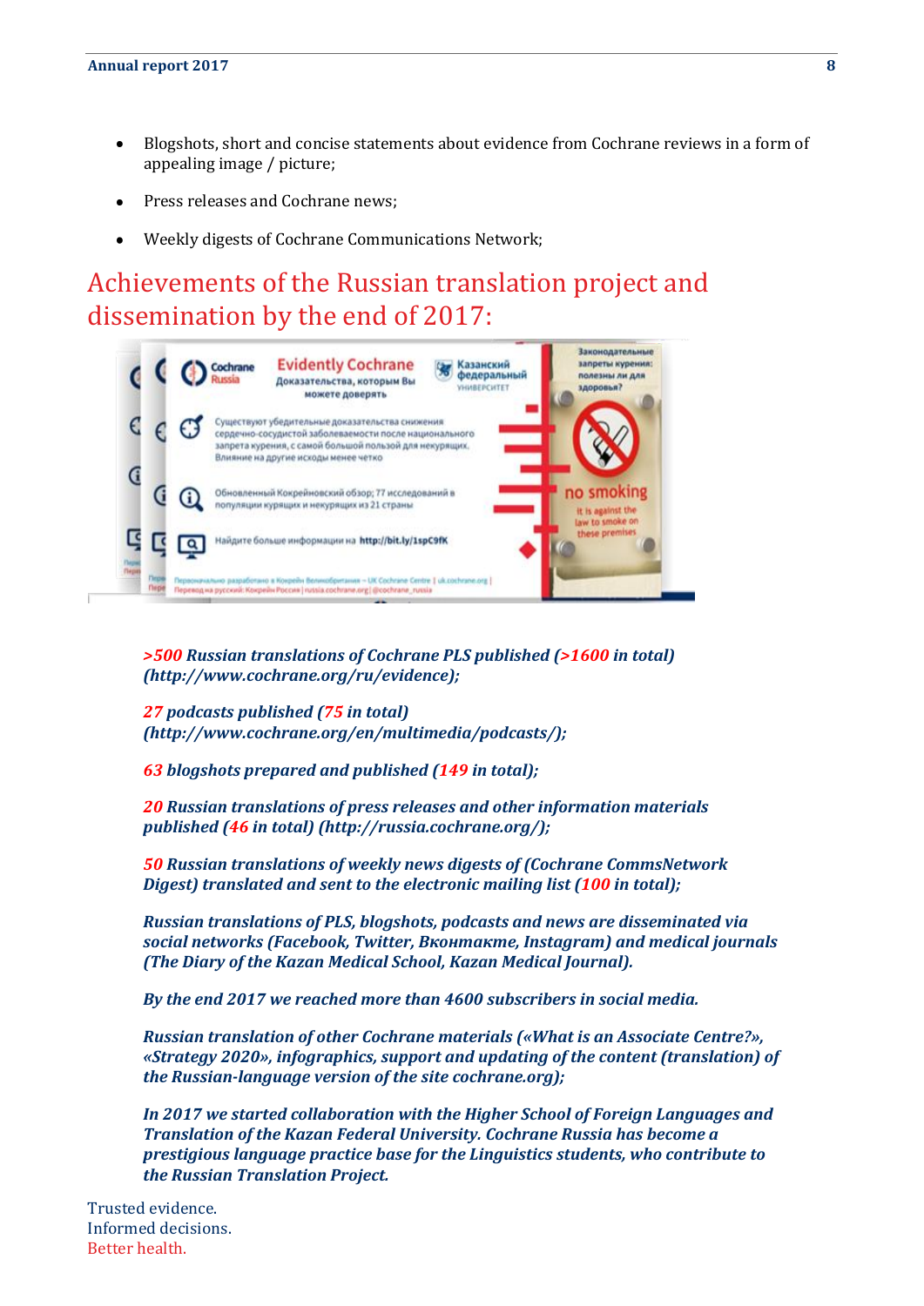- Blogshots, short and concise statements about evidence from Cochrane reviews in a form of appealing image / picture;
- Press releases and Cochrane news;
- Weekly digests of Cochrane Communications Network;

# Achievements of the Russian translation project and dissemination by the end of 2017:

***>500* Russian translations of Cochrane PLS published (*>1600* in total) (http://www.cochrane.org/ru/evidence);**

***27* podcasts published (*75* in total) (http://www.cochrane.org/en/multimedia/podcasts/);**

***63* blogshots prepared and published (*149* in total);**

***20* Russian translations of press releases and other information materials published (*46* in total) (http://russia.cochrane.org/);**

***50* Russian translations of weekly news digests of (Cochrane CommsNetwork Digest) translated and sent to the electronic mailing list (*100* in total);**

***Russian translations of PLS, blogshots, podcasts and news are disseminated via social networks (Facebook, Twitter, Вконтакте, Instagram) and medical journals (The Diary of the Kazan Medical School, Kazan Medical Journal).***

***By the end 2017 we reached more than 4600 subscribers in social media.***

***Russian translation of other Cochrane materials («What is an Associate Centre?», «Strategy 2020», infographics, support and updating of the content (translation) of the Russian-language version of the site cochrane.org);***

***In 2017 we started collaboration with the Higher School of Foreign Languages and Translation of the Kazan Federal University. Cochrane Russia has become a prestigious language practice base for the Linguistics students, who contribute to the Russian Translation Project.***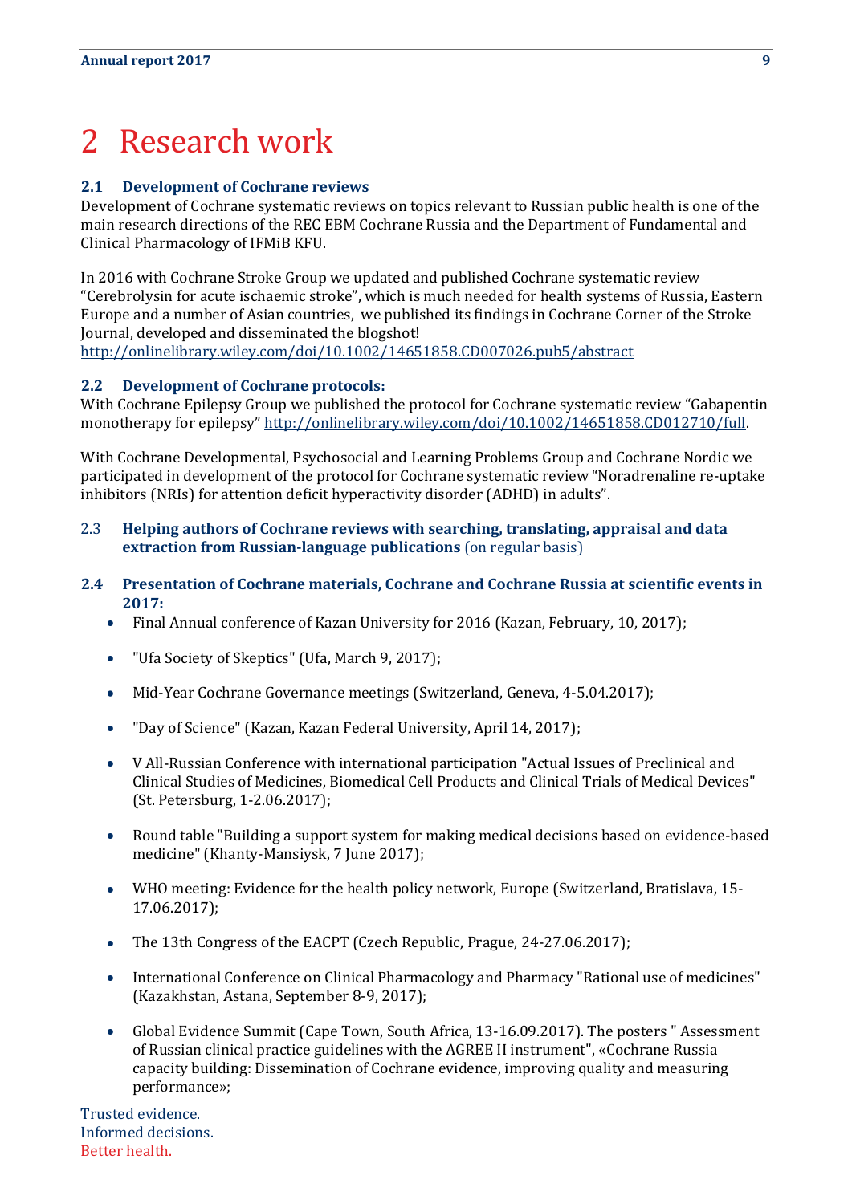# 2 Research work

## 2.1 Development of Cochrane reviews

Development of Cochrane systematic reviews on topics relevant to Russian public health is one of the main research directions of the REC EBM Cochrane Russia and the Department of Fundamental and Clinical Pharmacology of IFMiB KFU.

In 2016 with Cochrane Stroke Group we updated and published Cochrane systematic review "Cerebrolysin for acute ischaemic stroke", which is much needed for health systems of Russia, Eastern Europe and a number of Asian countries, we published its findings in Cochrane Corner of the Stroke Journal, developed and disseminated the blogshot!
http://onlinelibrary.wiley.com/doi/10.1002/14651858.CD007026.pub5/abstract

## 2.2 Development of Cochrane protocols:

With Cochrane Epilepsy Group we published the protocol for Cochrane systematic review "Gabapentin monotherapy for epilepsy" http://onlinelibrary.wiley.com/doi/10.1002/14651858.CD012710/full.

With Cochrane Developmental, Psychosocial and Learning Problems Group and Cochrane Nordic we participated in development of the protocol for Cochrane systematic review "Noradrenaline re-uptake inhibitors (NRIs) for attention deficit hyperactivity disorder (ADHD) in adults".

## 2.3 **Helping authors of Cochrane reviews with searching, translating, appraisal and data extraction from Russian-language publications** (on regular basis)

## 2.4 Presentation of Cochrane materials, Cochrane and Cochrane Russia at scientific events in 2017:

- Final Annual conference of Kazan University for 2016 (Kazan, February, 10, 2017);
- "Ufa Society of Skeptics" (Ufa, March 9, 2017);
- Mid-Year Cochrane Governance meetings (Switzerland, Geneva, 4-5.04.2017);
- "Day of Science" (Kazan, Kazan Federal University, April 14, 2017);
- V All-Russian Conference with international participation "Actual Issues of Preclinical and Clinical Studies of Medicines, Biomedical Cell Products and Clinical Trials of Medical Devices" (St. Petersburg, 1-2.06.2017);
- Round table "Building a support system for making medical decisions based on evidence-based medicine" (Khanty-Mansiysk, 7 June 2017);
- WHO meeting: Evidence for the health policy network, Europe (Switzerland, Bratislava, 15-17.06.2017);
- The 13th Congress of the EACPT (Czech Republic, Prague, 24-27.06.2017);
- International Conference on Clinical Pharmacology and Pharmacy "Rational use of medicines" (Kazakhstan, Astana, September 8-9, 2017);
- Global Evidence Summit (Cape Town, South Africa, 13-16.09.2017). The posters " Assessment of Russian clinical practice guidelines with the AGREE II instrument", «Cochrane Russia capacity building: Dissemination of Cochrane evidence, improving quality and measuring performance»;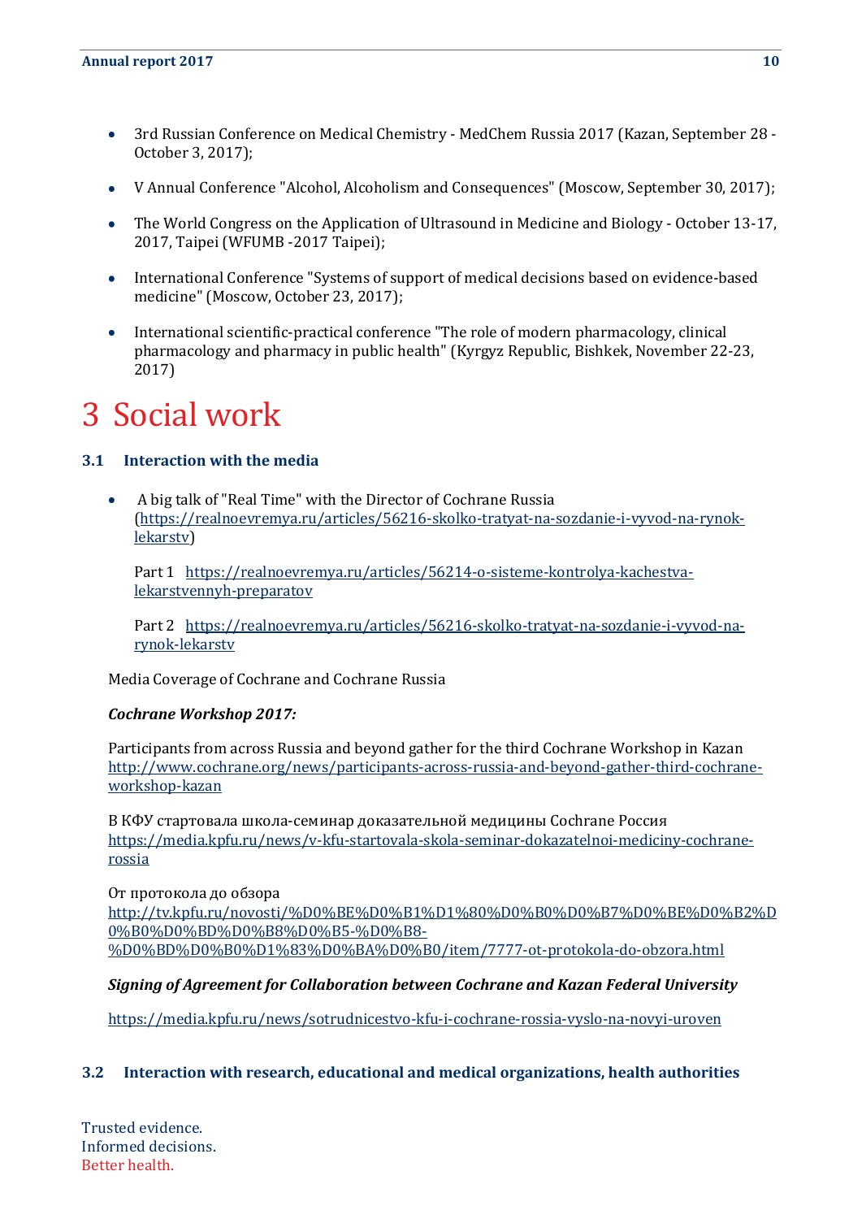- 3rd Russian Conference on Medical Chemistry - MedChem Russia 2017 (Kazan, September 28 - October 3, 2017);
- V Annual Conference "Alcohol, Alcoholism and Consequences" (Moscow, September 30, 2017);
- The World Congress on the Application of Ultrasound in Medicine and Biology - October 13-17, 2017, Taipei (WFUMB -2017 Taipei);
- International Conference "Systems of support of medical decisions based on evidence-based medicine" (Moscow, October 23, 2017);
- International scientific-practical conference "The role of modern pharmacology, clinical pharmacology and pharmacy in public health" (Kyrgyz Republic, Bishkek, November 22-23, 2017)

# 3 Social work

## 3.1 Interaction with the media

- A big talk of "Real Time" with the Director of Cochrane Russia (https://realnoevremya.ru/articles/56216-skolko-tratyat-na-sozdanie-i-vyvod-na-rynok-lekarstv)

  Part 1 https://realnoevremya.ru/articles/56214-o-sisteme-kontrolya-kachestva-lekarstvennyh-preparatov

  Part 2 https://realnoevremya.ru/articles/56216-skolko-tratyat-na-sozdanie-i-vyvod-na-rynok-lekarstv

Media Coverage of Cochrane and Cochrane Russia

***Cochrane Workshop 2017:***

Participants from across Russia and beyond gather for the third Cochrane Workshop in Kazan http://www.cochrane.org/news/participants-across-russia-and-beyond-gather-third-cochrane-workshop-kazan

В КФУ стартовала школа-семинар доказательной медицины Cochrane Россия https://media.kpfu.ru/news/v-kfu-startovala-skola-seminar-dokazatelnoi-mediciny-cochrane-rossia

От протокола до обзора http://tv.kpfu.ru/novosti/%D0%BE%D0%B1%D1%80%D0%B0%D0%B7%D0%BE%D0%B2%D0%B0%D0%BD%D0%B8%D0%B5-%D0%B8-%D0%BD%D0%B0%D1%83%D0%BA%D0%B0/item/7777-ot-protokola-do-obzora.html

***Signing of Agreement for Collaboration between Cochrane and Kazan Federal University***

https://media.kpfu.ru/news/sotrudnicestvo-kfu-i-cochrane-rossia-vyslo-na-novyi-uroven

## 3.2 Interaction with research, educational and medical organizations, health authorities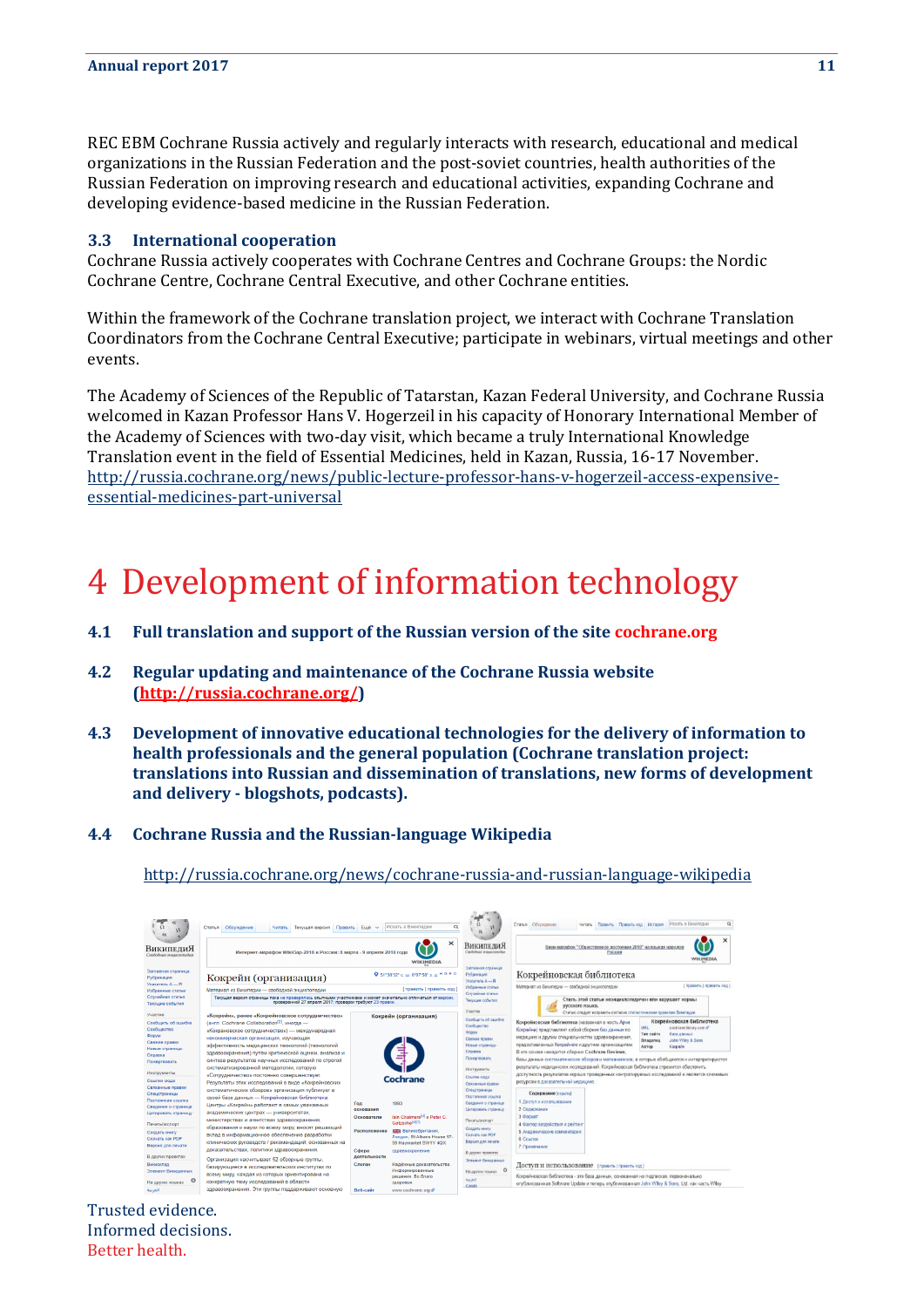REC EBM Cochrane Russia actively and regularly interacts with research, educational and medical organizations in the Russian Federation and the post-soviet countries, health authorities of the Russian Federation on improving research and educational activities, expanding Cochrane and developing evidence-based medicine in the Russian Federation.

### 3.3 International cooperation

Cochrane Russia actively cooperates with Cochrane Centres and Cochrane Groups: the Nordic Cochrane Centre, Cochrane Central Executive, and other Cochrane entities.

Within the framework of the Cochrane translation project, we interact with Cochrane Translation Coordinators from the Cochrane Central Executive; participate in webinars, virtual meetings and other events.

The Academy of Sciences of the Republic of Tatarstan, Kazan Federal University, and Cochrane Russia welcomed in Kazan Professor Hans V. Hogerzeil in his capacity of Honorary International Member of the Academy of Sciences with two-day visit, which became a truly International Knowledge Translation event in the field of Essential Medicines, held in Kazan, Russia, 16-17 November. http://russia.cochrane.org/news/public-lecture-professor-hans-v-hogerzeil-access-expensive-essential-medicines-part-universal

# 4 Development of information technology

### 4.1 Full translation and support of the Russian version of the site cochrane.org

### 4.2 Regular updating and maintenance of the Cochrane Russia website (http://russia.cochrane.org/)

### 4.3 Development of innovative educational technologies for the delivery of information to health professionals and the general population (Cochrane translation project: translations into Russian and dissemination of translations, new forms of development and delivery - blogshots, podcasts).

### 4.4 Cochrane Russia and the Russian-language Wikipedia

http://russia.cochrane.org/news/cochrane-russia-and-russian-language-wikipedia

Trusted evidence.
Informed decisions.
Better health.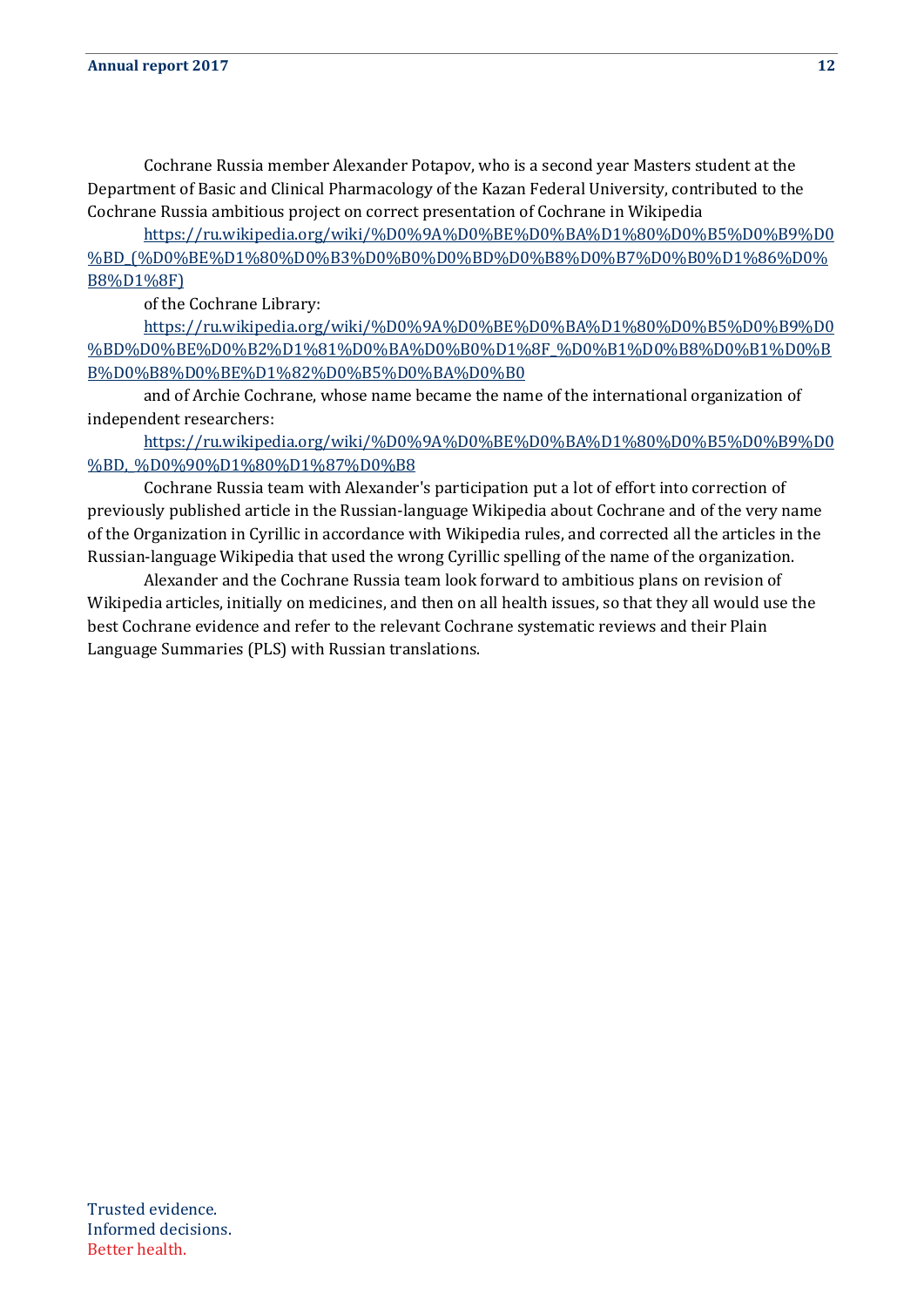Cochrane Russia member Alexander Potapov, who is a second year Masters student at the Department of Basic and Clinical Pharmacology of the Kazan Federal University, contributed to the Cochrane Russia ambitious project on correct presentation of Cochrane in Wikipedia

https://ru.wikipedia.org/wiki/%D0%9A%D0%BE%D0%BA%D1%80%D0%B5%D0%B9%D0%BD_(%D0%BE%D1%80%D0%B3%D0%B0%D0%BD%D0%B8%D0%B7%D0%B0%D1%86%D0%B8%D1%8F)

of the Cochrane Library:

https://ru.wikipedia.org/wiki/%D0%9A%D0%BE%D0%BA%D1%80%D0%B5%D0%B9%D0%BD%D0%BE%D0%B2%D1%81%D0%BA%D0%B0%D1%8F_%D0%B1%D0%B8%D0%B1%D0%BB%D0%B8%D0%BE%D1%82%D0%B5%D0%BA%D0%B0

and of Archie Cochrane, whose name became the name of the international organization of independent researchers:

https://ru.wikipedia.org/wiki/%D0%9A%D0%BE%D0%BA%D1%80%D0%B5%D0%B9%D0%BD,_%D0%90%D1%80%D1%87%D0%B8

Cochrane Russia team with Alexander's participation put a lot of effort into correction of previously published article in the Russian-language Wikipedia about Cochrane and of the very name of the Organization in Cyrillic in accordance with Wikipedia rules, and corrected all the articles in the Russian-language Wikipedia that used the wrong Cyrillic spelling of the name of the organization.

Alexander and the Cochrane Russia team look forward to ambitious plans on revision of Wikipedia articles, initially on medicines, and then on all health issues, so that they all would use the best Cochrane evidence and refer to the relevant Cochrane systematic reviews and their Plain Language Summaries (PLS) with Russian translations.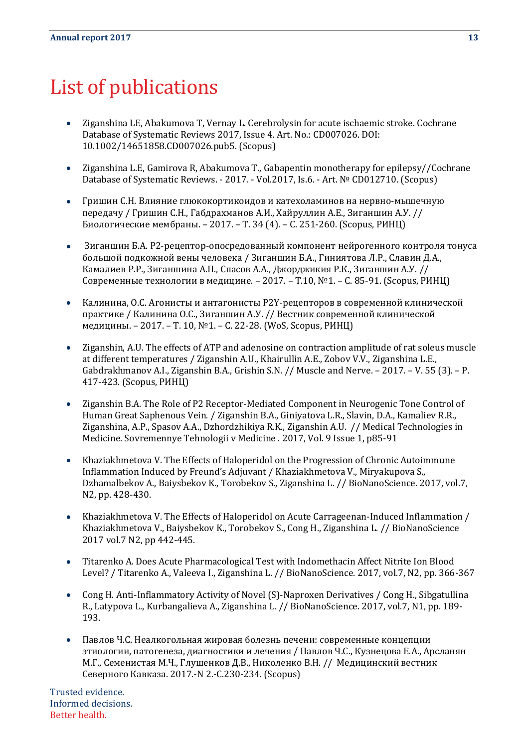# List of publications

- Ziganshina LE, Abakumova T, Vernay L. Cerebrolysin for acute ischaemic stroke. Cochrane Database of Systematic Reviews 2017, Issue 4. Art. No.: CD007026. DOI: 10.1002/14651858.CD007026.pub5. (Scopus)

- Ziganshina L.E, Gamirova R, Abakumova T., Gabapentin monotherapy for epilepsy//Cochrane Database of Systematic Reviews. - 2017. - Vol.2017, Is.6. - Art. № CD012710. (Scopus)

- Гришин С.Н. Влияние глюкокортикоидов и катехоламинов на нервно-мышечную передачу / Гришин С.Н., Габдрахманов А.И., Хайруллин А.Е., Зиганшин А.У. // Биологические мембраны. – 2017. – Т. 34 (4). – С. 251-260. (Scopus, РИНЦ)

- Зиганшин Б.А. Р2-рецептор-опосредованный компонент нейрогенного контроля тонуса большой подкожной вены человека / Зиганшин Б.А., Гиниятова Л.Р., Славин Д.А., Камалиев Р.Р., Зиганшина А.П., Спасов А.А., Джорджикия Р.К., Зиганшин А.У. // Современные технологии в медицине. – 2017. – Т.10, №1. – С. 85-91. (Scopus, РИНЦ)

- Калинина, О.С. Агонисты и антагонисты P2Y-рецепторов в современной клинической практике / Калинина О.С., Зиганшин А.У. // Вестник современной клинической медицины. – 2017. – Т. 10, №1. – С. 22-28. (WoS, Scopus, РИНЦ)

- Ziganshin, A.U. The effects of ATP and adenosine on contraction amplitude of rat soleus muscle at different temperatures / Ziganshin A.U., Khairullin A.E., Zobov V.V., Ziganshina L.E., Gabdrakhmanov A.I., Ziganshin B.A., Grishin S.N. // Muscle and Nerve. – 2017. – V. 55 (3). – P. 417-423. (Scopus, РИНЦ)

- Ziganshin B.A. The Role of P2 Receptor-Mediated Component in Neurogenic Tone Control of Human Great Saphenous Vein. / Ziganshin B.A., Giniyatova L.R., Slavin, D.A., Kamaliev R.R., Ziganshina, A.P., Spasov A.A., Dzhordzhikiya R.K., Ziganshin A.U. // Medical Technologies in Medicine. Sovremennye Tehnologii v Medicine . 2017, Vol. 9 Issue 1, p85-91

- Khaziakhmetova V. The Effects of Haloperidol on the Progression of Chronic Autoimmune Inflammation Induced by Freund's Adjuvant / Khaziakhmetova V., Miryakupova S., Dzhamalbekov A., Baiysbekov K., Torobekov S., Ziganshina L. // BioNanoScience. 2017, vol.7, N2, pp. 428-430.

- Khaziakhmetova V. The Effects of Haloperidol on Acute Carrageenan-Induced Inflammation / Khaziakhmetova V., Baiysbekov K., Torobekov S., Cong H., Ziganshina L. // BioNanoScience 2017 vol.7 N2, pp 442-445.

- Titarenko A. Does Acute Pharmacological Test with Indomethacin Affect Nitrite Ion Blood Level? / Titarenko A., Valeeva I., Ziganshina L. // BioNanoScience. 2017, vol.7, N2, pp. 366-367

- Cong H. Anti-Inflammatory Activity of Novel (S)-Naproxen Derivatives / Cong H., Sibgatullina R., Latypova L., Kurbangalieva A., Ziganshina L. // BioNanoScience. 2017, vol.7, N1, pp. 189-193.

- Павлов Ч.С. Неалкогольная жировая болезнь печени: современные концепции этиологии, патогенеза, диагностики и лечения / Павлов Ч.С., Кузнецова Е.А., Арсланян М.Г., Семенистая М.Ч., Глушенков Д.В., Николенко В.Н. // Медицинский вестник Северного Кавказа. 2017.-N 2.-С.230-234. (Scopus)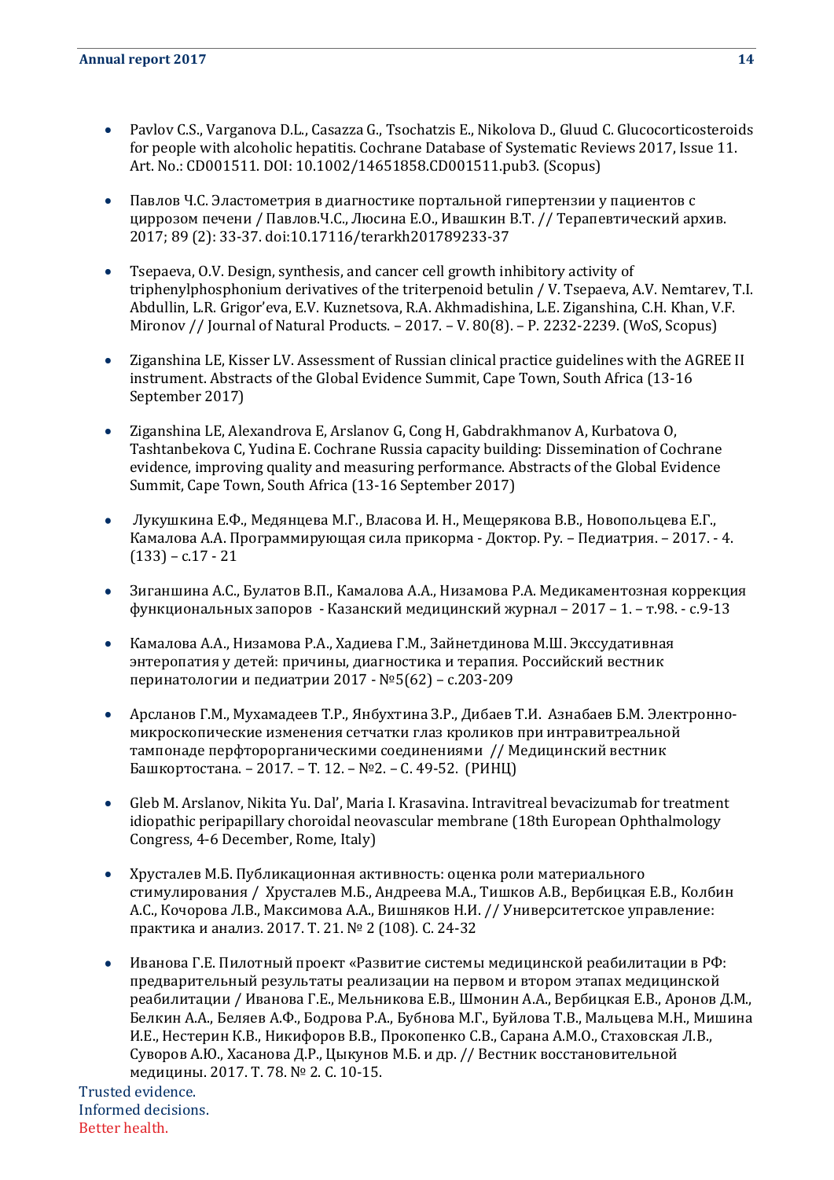- Pavlov C.S., Varganova D.L., Casazza G., Tsochatzis E., Nikolova D., Gluud C. Glucocorticosteroids for people with alcoholic hepatitis. Cochrane Database of Systematic Reviews 2017, Issue 11. Art. No.: CD001511. DOI: 10.1002/14651858.CD001511.pub3. (Scopus)

- Павлов Ч.С. Эластометрия в диагностике портальной гипертензии у пациентов с циррозом печени / Павлов.Ч.С., Люсина Е.О., Ивашкин В.Т. // Терапевтический архив. 2017; 89 (2): 33-37. doi:10.17116/terarkh201789233-37

- Tsepaeva, O.V. Design, synthesis, and cancer cell growth inhibitory activity of triphenylphosphonium derivatives of the triterpenoid betulin / V. Tsepaeva, A.V. Nemtarev, T.I. Abdullin, L.R. Grigor'eva, E.V. Kuznetsova, R.A. Akhmadishina, L.E. Ziganshina, C.H. Khan, V.F. Mironov // Journal of Natural Products. – 2017. – V. 80(8). – P. 2232-2239. (WoS, Scopus)

- Ziganshina LE, Kisser LV. Assessment of Russian clinical practice guidelines with the AGREE II instrument. Abstracts of the Global Evidence Summit, Cape Town, South Africa (13-16 September 2017)

- Ziganshina LE, Alexandrova E, Arslanov G, Cong H, Gabdrakhmanov A, Kurbatova O, Tashtanbekova C, Yudina E. Cochrane Russia capacity building: Dissemination of Cochrane evidence, improving quality and measuring performance. Abstracts of the Global Evidence Summit, Cape Town, South Africa (13-16 September 2017)

- Лукушкина Е.Ф., Медянцева М.Г., Власова И. Н., Мещерякова В.В., Новопольцева Е.Г., Камалова А.А. Программирующая сила прикорма - Доктор. Ру. – Педиатрия. – 2017. - 4. (133) – с.17 - 21

- Зиганшина А.С., Булатов В.П., Камалова А.А., Низамова Р.А. Медикаментозная коррекция функциональных запоров - Казанский медицинский журнал – 2017 – 1. – т.98. - с.9-13

- Камалова А.А., Низамова Р.А., Хадиева Г.М., Зайнетдинова М.Ш. Экссудативная энтеропатия у детей: причины, диагностика и терапия. Российский вестник перинатологии и педиатрии 2017 - №5(62) – с.203-209

- Арсланов Г.М., Мухамадеев Т.Р., Янбухтина З.Р., Дибаев Т.И. Азнабаев Б.М. Электронно-микроскопические изменения сетчатки глаз кроликов при интравитреальной тампонаде перфторорганическими соединениями // Медицинский вестник Башкортостана. – 2017. – Т. 12. – №2. – С. 49-52. (РИНЦ)

- Gleb M. Arslanov, Nikita Yu. Dal', Maria I. Krasavina. Intravitreal bevacizumab for treatment idiopathic peripapillary choroidal neovascular membrane (18th European Ophthalmology Congress, 4-6 December, Rome, Italy)

- Хрусталев М.Б. Публикационная активность: оценка роли материального стимулирования / Хрусталев М.Б., Андреева М.А., Тишков А.В., Вербицкая Е.В., Колбин А.С., Кочорова Л.В., Максимова А.А., Вишняков Н.И. // Университетское управление: практика и анализ. 2017. Т. 21. № 2 (108). С. 24-32

- Иванова Г.Е. Пилотный проект «Развитие системы медицинской реабилитации в РФ: предварительный результаты реализации на первом и втором этапах медицинской реабилитации / Иванова Г.Е., Мельникова Е.В., Шмонин А.А., Вербицкая Е.В., Аронов Д.М., Белкин А.А., Беляев А.Ф., Бодрова Р.А., Бубнова М.Г., Буйлова Т.В., Мальцева М.Н., Мишина И.Е., Нестерин К.В., Никифоров В.В., Прокопенко С.В., Сарана А.М.О., Стаховская Л.В., Суворов А.Ю., Хасанова Д.Р., Цыкунов М.Б. и др. // Вестник восстановительной медицины. 2017. Т. 78. № 2. С. 10-15.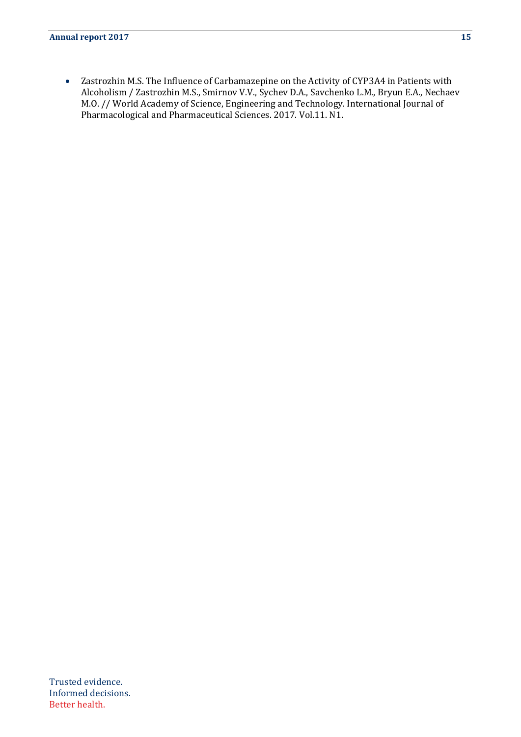- Zastrozhin M.S. The Influence of Carbamazepine on the Activity of CYP3A4 in Patients with Alcoholism / Zastrozhin M.S., Smirnov V.V., Sychev D.A., Savchenko L.M., Bryun E.A., Nechaev M.O. // World Academy of Science, Engineering and Technology. International Journal of Pharmacological and Pharmaceutical Sciences. 2017. Vol.11. N1.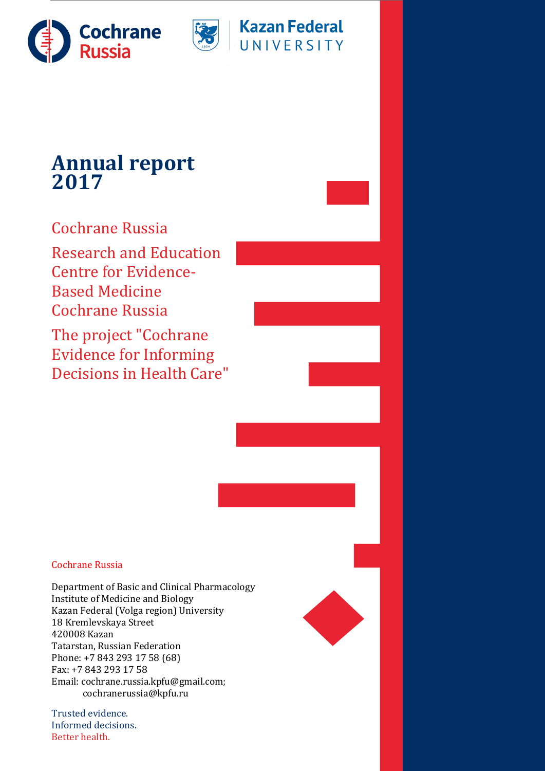Cochrane Russia

Kazan Federal UNIVERSITY

# Annual report 2017

Cochrane Russia

Research and Education Centre for Evidence-Based Medicine Cochrane Russia

The project "Cochrane Evidence for Informing Decisions in Health Care"

Cochrane Russia

Department of Basic and Clinical Pharmacology
Institute of Medicine and Biology
Kazan Federal (Volga region) University
18 Kremlevskaya Street
420008 Kazan
Tatarstan, Russian Federation
Phone: +7 843 293 17 58 (68)
Fax: +7 843 293 17 58
Email: cochrane.russia.kpfu@gmail.com;
cochranerussia@kpfu.ru

Trusted evidence.
Informed decisions.
Better health.